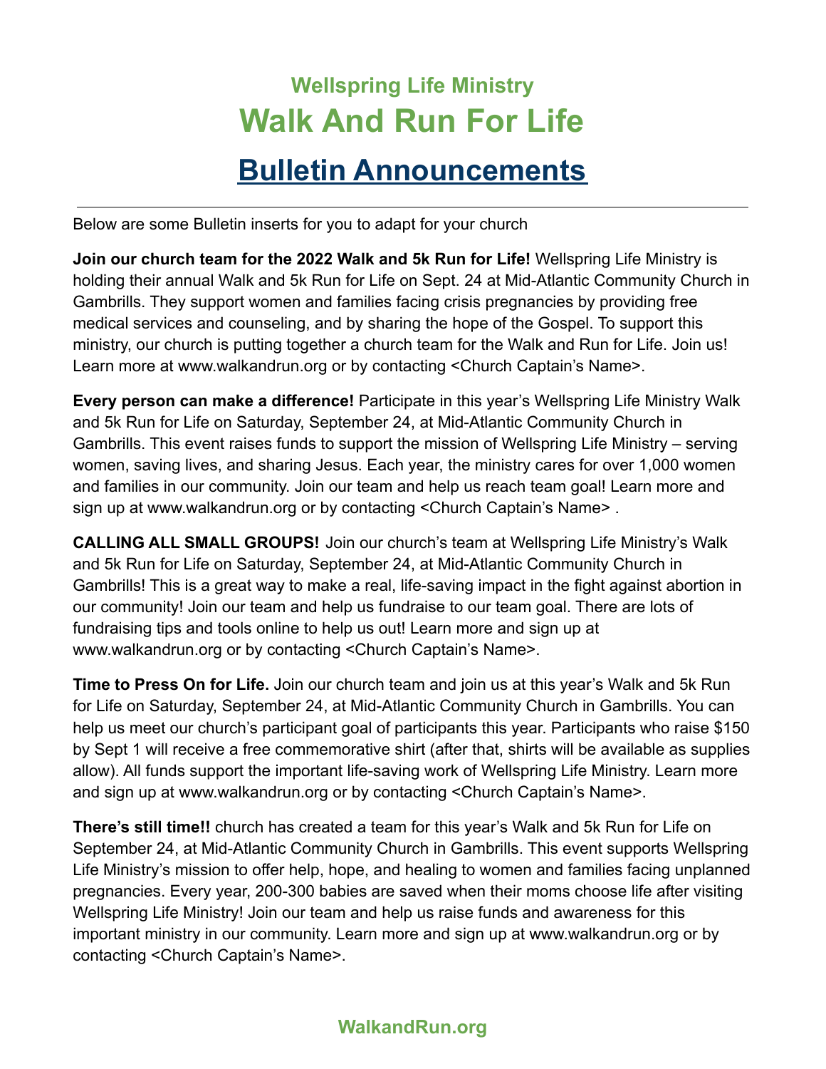## Wellspring Life Ministry

# Walk And Run For Life

# Bulletin Announcements

---

Below are some Bulletin inserts for you to adapt for your church

**Join our church team for the 2022 Walk and 5k Run for Life!** Wellspring Life Ministry is holding their annual Walk and 5k Run for Life on Sept. 24 at Mid-Atlantic Community Church in Gambrills. They support women and families facing crisis pregnancies by providing free medical services and counseling, and by sharing the hope of the Gospel. To support this ministry, our church is putting together a church team for the Walk and Run for Life. Join us! Learn more at www.walkandrun.org or by contacting <Church Captain's Name>.

**Every person can make a difference!** Participate in this year's Wellspring Life Ministry Walk and 5k Run for Life on Saturday, September 24, at Mid-Atlantic Community Church in Gambrills. This event raises funds to support the mission of Wellspring Life Ministry – serving women, saving lives, and sharing Jesus. Each year, the ministry cares for over 1,000 women and families in our community. Join our team and help us reach team goal! Learn more and sign up at www.walkandrun.org or by contacting <Church Captain's Name> .

**CALLING ALL SMALL GROUPS!** Join our church's team at Wellspring Life Ministry's Walk and 5k Run for Life on Saturday, September 24, at Mid-Atlantic Community Church in Gambrills! This is a great way to make a real, life-saving impact in the fight against abortion in our community! Join our team and help us fundraise to our team goal. There are lots of fundraising tips and tools online to help us out! Learn more and sign up at www.walkandrun.org or by contacting <Church Captain's Name>.

**Time to Press On for Life.** Join our church team and join us at this year's Walk and 5k Run for Life on Saturday, September 24, at Mid-Atlantic Community Church in Gambrills. You can help us meet our church's participant goal of participants this year. Participants who raise $150 by Sept 1 will receive a free commemorative shirt (after that, shirts will be available as supplies allow). All funds support the important life-saving work of Wellspring Life Ministry. Learn more and sign up at www.walkandrun.org or by contacting <Church Captain's Name>.

**There's still time!!** church has created a team for this year's Walk and 5k Run for Life on September 24, at Mid-Atlantic Community Church in Gambrills. This event supports Wellspring Life Ministry's mission to offer help, hope, and healing to women and families facing unplanned pregnancies. Every year, 200-300 babies are saved when their moms choose life after visiting Wellspring Life Ministry! Join our team and help us raise funds and awareness for this important ministry in our community. Learn more and sign up at www.walkandrun.org or by contacting <Church Captain's Name>.

**WalkandRun.org**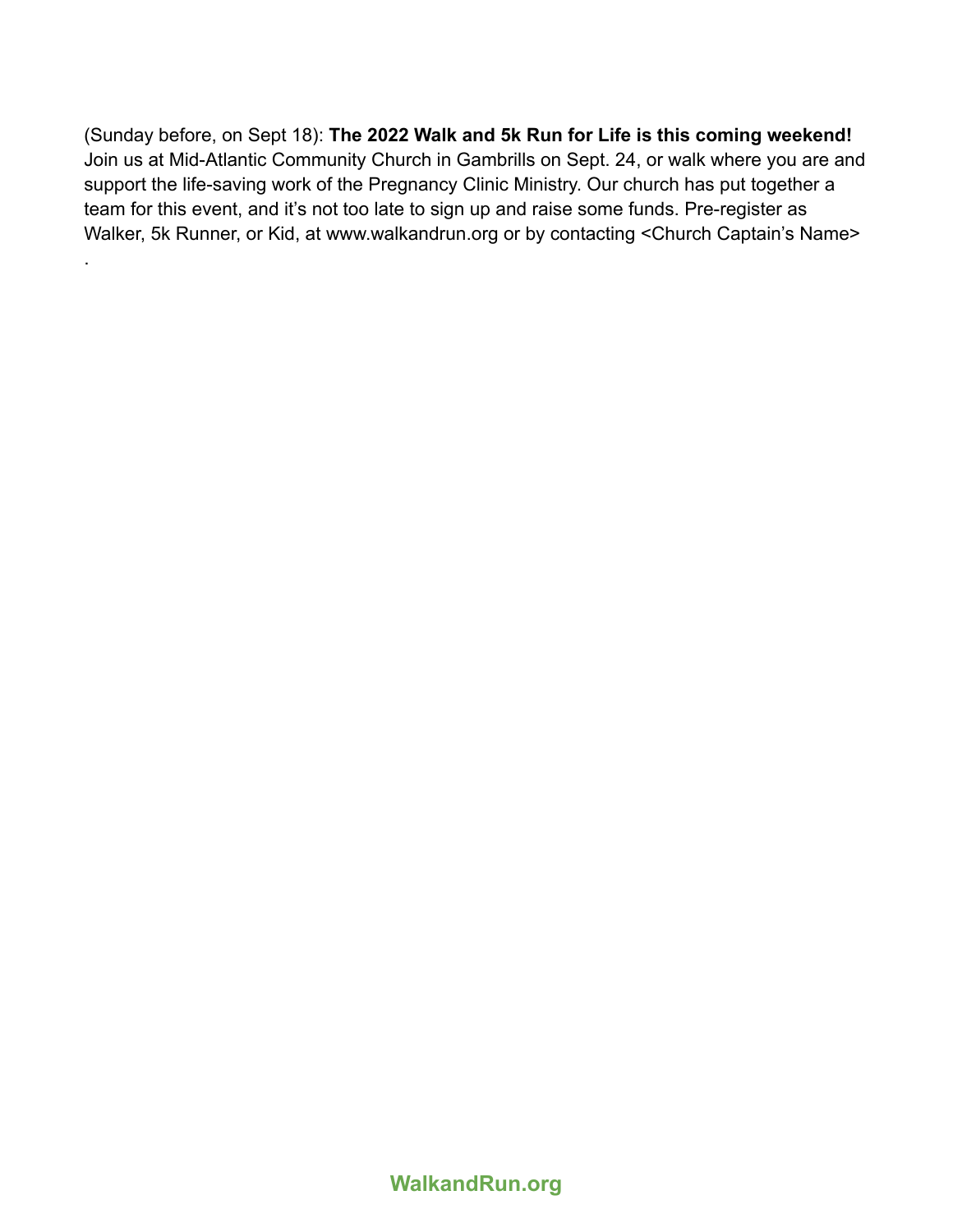(Sunday before, on Sept 18): **The 2022 Walk and 5k Run for Life is this coming weekend!** Join us at Mid-Atlantic Community Church in Gambrills on Sept. 24, or walk where you are and support the life-saving work of the Pregnancy Clinic Ministry. Our church has put together a team for this event, and it's not too late to sign up and raise some funds. Pre-register as Walker, 5k Runner, or Kid, at www.walkandrun.org or by contacting <Church Captain's Name> .